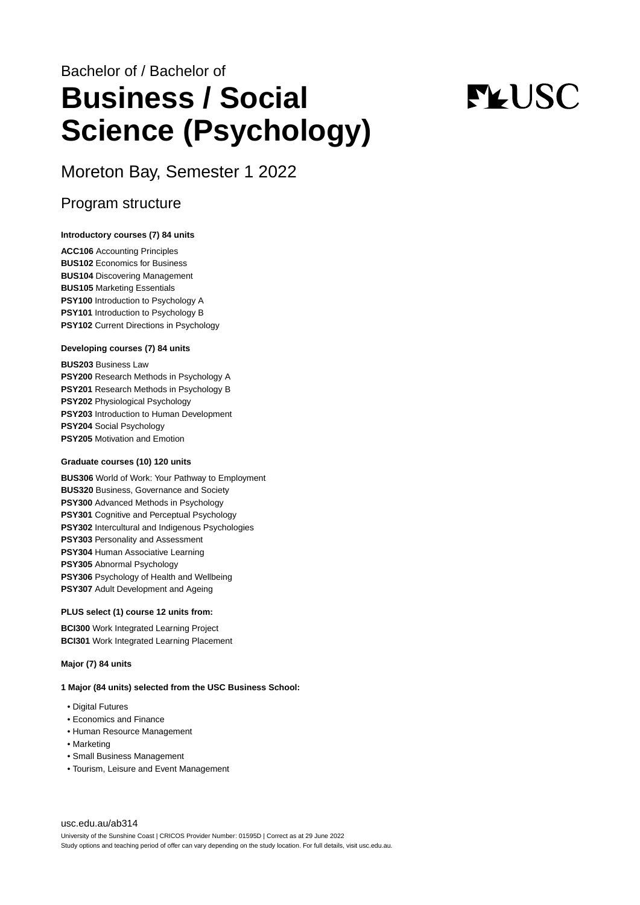Bachelor of / Bachelor of

# Business / Social Science (Psychology)

## Moreton Bay, Semester 1 2022

### Program structure

**Introductory courses (7) 84 units**

**ACC106** Accounting Principles
**BUS102** Economics for Business
**BUS104** Discovering Management
**BUS105** Marketing Essentials
**PSY100** Introduction to Psychology A
**PSY101** Introduction to Psychology B
**PSY102** Current Directions in Psychology

**Developing courses (7) 84 units**

**BUS203** Business Law
**PSY200** Research Methods in Psychology A
**PSY201** Research Methods in Psychology B
**PSY202** Physiological Psychology
**PSY203** Introduction to Human Development
**PSY204** Social Psychology
**PSY205** Motivation and Emotion

**Graduate courses (10) 120 units**

**BUS306** World of Work: Your Pathway to Employment
**BUS320** Business, Governance and Society
**PSY300** Advanced Methods in Psychology
**PSY301** Cognitive and Perceptual Psychology
**PSY302** Intercultural and Indigenous Psychologies
**PSY303** Personality and Assessment
**PSY304** Human Associative Learning
**PSY305** Abnormal Psychology
**PSY306** Psychology of Health and Wellbeing
**PSY307** Adult Development and Ageing

**PLUS select (1) course 12 units from:**

**BCI300** Work Integrated Learning Project
**BCI301** Work Integrated Learning Placement

**Major (7) 84 units**

**1 Major (84 units) selected from the USC Business School:**

- Digital Futures
- Economics and Finance
- Human Resource Management
- Marketing
- Small Business Management
- Tourism, Leisure and Event Management

usc.edu.au/ab314

University of the Sunshine Coast | CRICOS Provider Number: 01595D | Correct as at 29 June 2022
Study options and teaching period of offer can vary depending on the study location. For full details, visit usc.edu.au.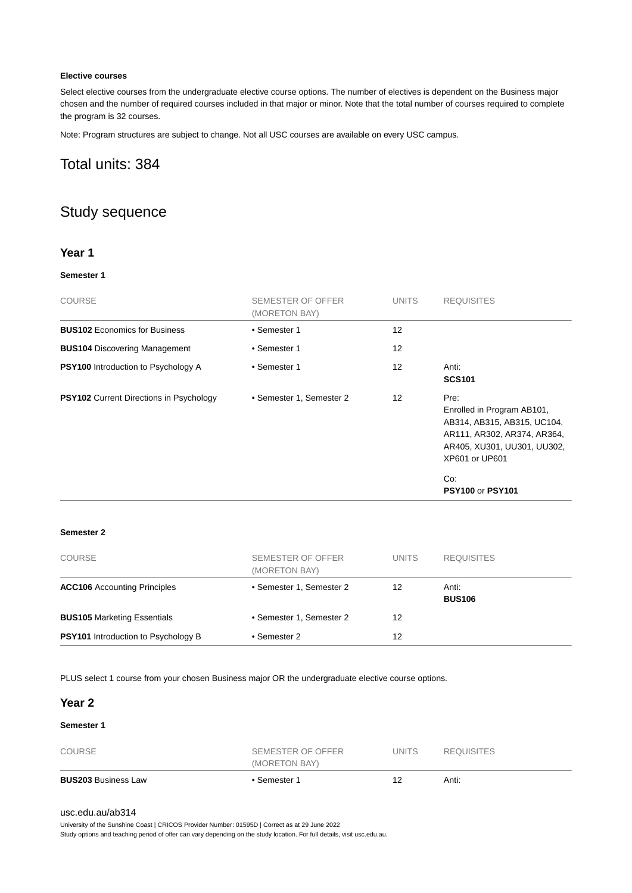**Elective courses**

Select elective courses from the undergraduate elective course options. The number of electives is dependent on the Business major chosen and the number of required courses included in that major or minor. Note that the total number of courses required to complete the program is 32 courses.

Note: Program structures are subject to change. Not all USC courses are available on every USC campus.

## Total units: 384

## Study sequence

### Year 1

**Semester 1**

| COURSE | SEMESTER OF OFFER (MORETON BAY) | UNITS | REQUISITES |
|---|---|---|---|
| **BUS102** Economics for Business | • Semester 1 | 12 | |
| **BUS104** Discovering Management | • Semester 1 | 12 | |
| **PSY100** Introduction to Psychology A | • Semester 1 | 12 | Anti: **SCS101** |
| **PSY102** Current Directions in Psychology | • Semester 1, Semester 2 | 12 | Pre: Enrolled in Program AB101, AB314, AB315, UC104, AR111, AR302, AR374, AR364, AR405, XU301, UU301, UU302, XP601 or UP601<br><br>Co: **PSY100** or **PSY101** |

**Semester 2**

| COURSE | SEMESTER OF OFFER (MORETON BAY) | UNITS | REQUISITES |
|---|---|---|---|
| **ACC106** Accounting Principles | • Semester 1, Semester 2 | 12 | Anti: **BUS106** |
| **BUS105** Marketing Essentials | • Semester 1, Semester 2 | 12 | |
| **PSY101** Introduction to Psychology B | • Semester 2 | 12 | |

PLUS select 1 course from your chosen Business major OR the undergraduate elective course options.

### Year 2

**Semester 1**

| COURSE | SEMESTER OF OFFER (MORETON BAY) | UNITS | REQUISITES |
|---|---|---|---|
| **BUS203** Business Law | • Semester 1 | 12 | Anti: |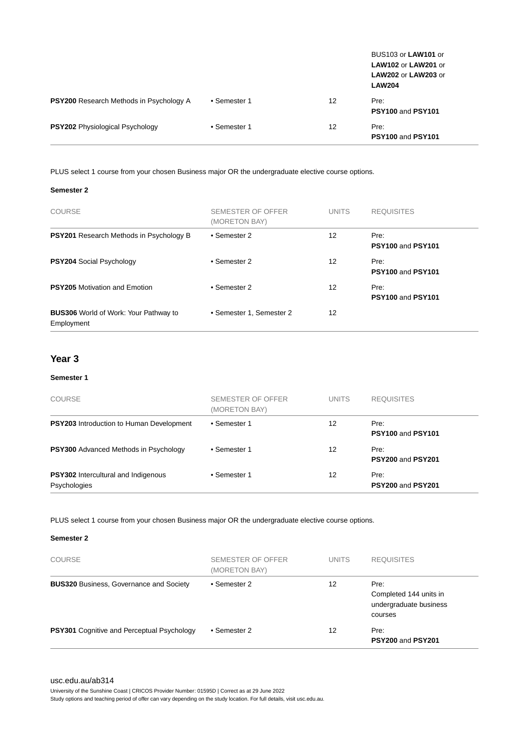| COURSE | SEMESTER OF OFFER (MORETON BAY) | UNITS | REQUISITES |
|---|---|---|---|
| | | | BUS103 or **LAW101** or **LAW102** or **LAW201** or **LAW202** or **LAW203** or **LAW204** |
| **PSY200** Research Methods in Psychology A | • Semester 1 | 12 | Pre: **PSY100** and **PSY101** |
| **PSY202** Physiological Psychology | • Semester 1 | 12 | Pre: **PSY100** and **PSY101** |

PLUS select 1 course from your chosen Business major OR the undergraduate elective course options.

**Semester 2**

| COURSE | SEMESTER OF OFFER (MORETON BAY) | UNITS | REQUISITES |
|---|---|---|---|
| **PSY201** Research Methods in Psychology B | • Semester 2 | 12 | Pre: **PSY100** and **PSY101** |
| **PSY204** Social Psychology | • Semester 2 | 12 | Pre: **PSY100** and **PSY101** |
| **PSY205** Motivation and Emotion | • Semester 2 | 12 | Pre: **PSY100** and **PSY101** |
| **BUS306** World of Work: Your Pathway to Employment | • Semester 1, Semester 2 | 12 | |

## Year 3

**Semester 1**

| COURSE | SEMESTER OF OFFER (MORETON BAY) | UNITS | REQUISITES |
|---|---|---|---|
| **PSY203** Introduction to Human Development | • Semester 1 | 12 | Pre: **PSY100** and **PSY101** |
| **PSY300** Advanced Methods in Psychology | • Semester 1 | 12 | Pre: **PSY200** and **PSY201** |
| **PSY302** Intercultural and Indigenous Psychologies | • Semester 1 | 12 | Pre: **PSY200** and **PSY201** |

PLUS select 1 course from your chosen Business major OR the undergraduate elective course options.

**Semester 2**

| COURSE | SEMESTER OF OFFER (MORETON BAY) | UNITS | REQUISITES |
|---|---|---|---|
| **BUS320** Business, Governance and Society | • Semester 2 | 12 | Pre: Completed 144 units in undergraduate business courses |
| **PSY301** Cognitive and Perceptual Psychology | • Semester 2 | 12 | Pre: **PSY200** and **PSY201** |

usc.edu.au/ab314

University of the Sunshine Coast | CRICOS Provider Number: 01595D | Correct as at 29 June 2022
Study options and teaching period of offer can vary depending on the study location. For full details, visit usc.edu.au.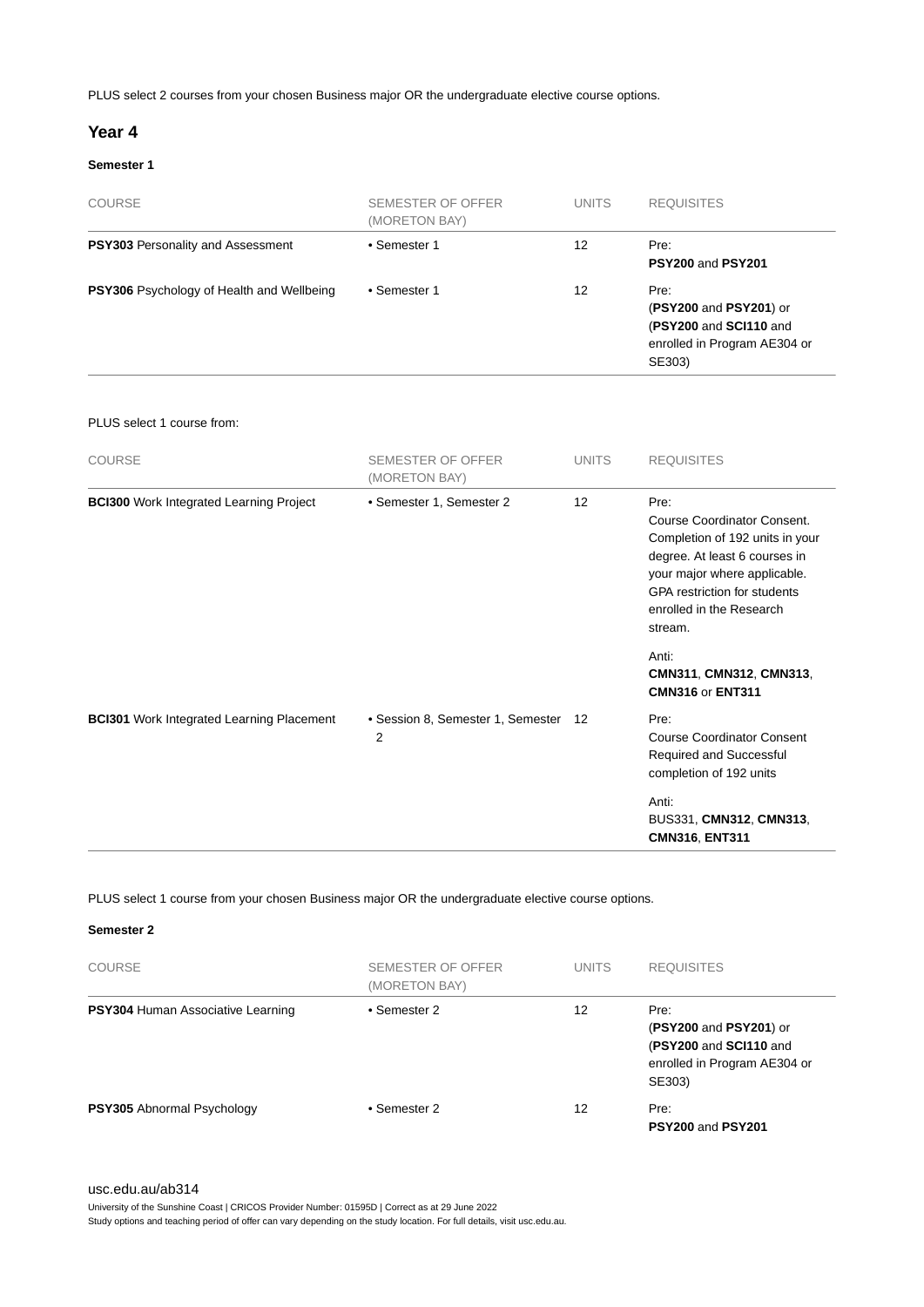PLUS select 2 courses from your chosen Business major OR the undergraduate elective course options.

## Year 4

### Semester 1

| COURSE | SEMESTER OF OFFER (MORETON BAY) | UNITS | REQUISITES |
| --- | --- | --- | --- |
| **PSY303** Personality and Assessment | • Semester 1 | 12 | Pre: **PSY200** and **PSY201** |
| **PSY306** Psychology of Health and Wellbeing | • Semester 1 | 12 | Pre: (**PSY200** and **PSY201**) or (**PSY200** and **SCI110** and enrolled in Program AE304 or SE303) |

PLUS select 1 course from:

| COURSE | SEMESTER OF OFFER (MORETON BAY) | UNITS | REQUISITES |
| --- | --- | --- | --- |
| **BCI300** Work Integrated Learning Project | • Semester 1, Semester 2 | 12 | Pre: Course Coordinator Consent. Completion of 192 units in your degree. At least 6 courses in your major where applicable. GPA restriction for students enrolled in the Research stream. Anti: **CMN311**, **CMN312**, **CMN313**, **CMN316** or **ENT311** |
| **BCI301** Work Integrated Learning Placement | • Session 8, Semester 1, Semester 2 | 12 | Pre: Course Coordinator Consent Required and Successful completion of 192 units Anti: BUS331, **CMN312**, **CMN313**, **CMN316**, **ENT311** |

PLUS select 1 course from your chosen Business major OR the undergraduate elective course options.

### Semester 2

| COURSE | SEMESTER OF OFFER (MORETON BAY) | UNITS | REQUISITES |
| --- | --- | --- | --- |
| **PSY304** Human Associative Learning | • Semester 2 | 12 | Pre: (**PSY200** and **PSY201**) or (**PSY200** and **SCI110** and enrolled in Program AE304 or SE303) |
| **PSY305** Abnormal Psychology | • Semester 2 | 12 | Pre: **PSY200** and **PSY201** |

usc.edu.au/ab314

University of the Sunshine Coast | CRICOS Provider Number: 01595D | Correct as at 29 June 2022
Study options and teaching period of offer can vary depending on the study location. For full details, visit usc.edu.au.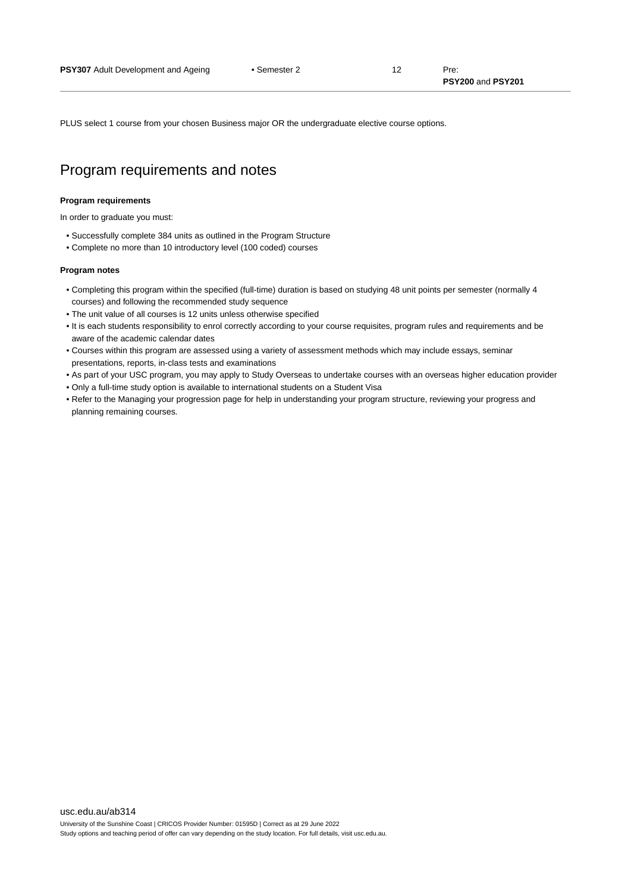| | | | |
|---|---|---|---|
| **PSY307** Adult Development and Ageing | • Semester 2 | 12 | Pre: **PSY200** and **PSY201** |

PLUS select 1 course from your chosen Business major OR the undergraduate elective course options.

## Program requirements and notes

**Program requirements**

In order to graduate you must:

- Successfully complete 384 units as outlined in the Program Structure
- Complete no more than 10 introductory level (100 coded) courses

**Program notes**

- Completing this program within the specified (full-time) duration is based on studying 48 unit points per semester (normally 4 courses) and following the recommended study sequence
- The unit value of all courses is 12 units unless otherwise specified
- It is each students responsibility to enrol correctly according to your course requisites, program rules and requirements and be aware of the academic calendar dates
- Courses within this program are assessed using a variety of assessment methods which may include essays, seminar presentations, reports, in-class tests and examinations
- As part of your USC program, you may apply to Study Overseas to undertake courses with an overseas higher education provider
- Only a full-time study option is available to international students on a Student Visa
- Refer to the Managing your progression page for help in understanding your program structure, reviewing your progress and planning remaining courses.